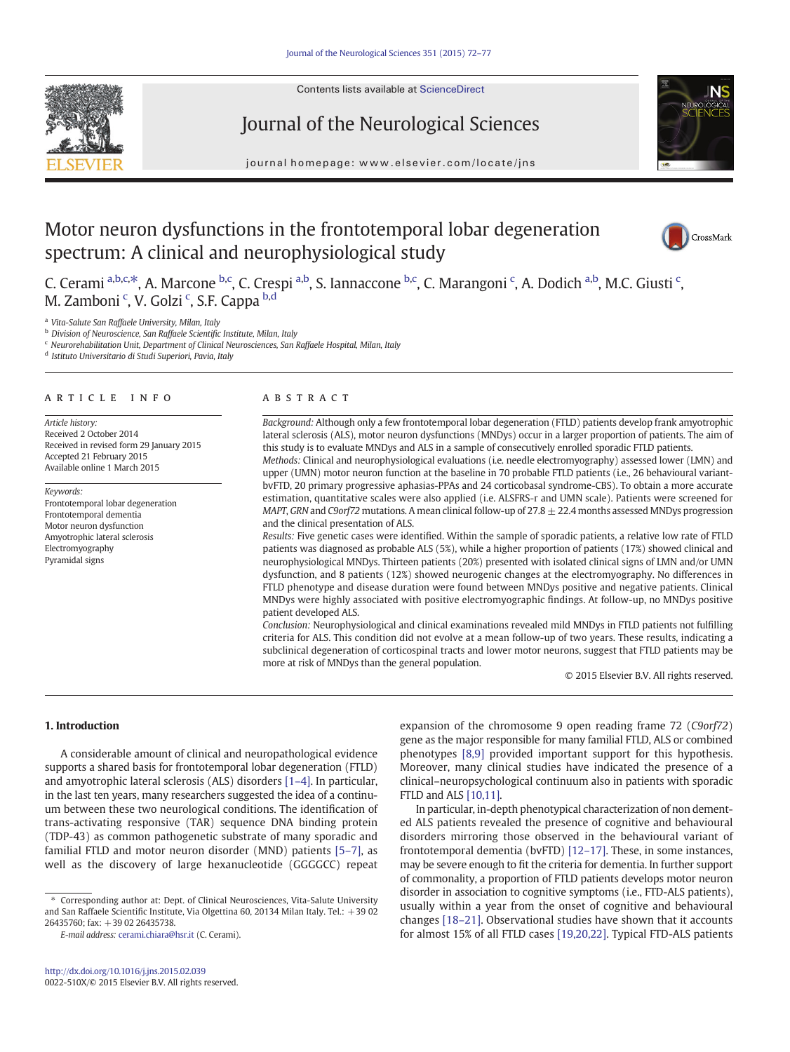# Motor neuron dysfunctions in the frontotemporal lobar degeneration spectrum: A clinical and neurophysiological study

C. Cerami [a,b,c,*], A. Marcone [b,c], C. Crespi [a,b], S. Iannaccone [b,c], C. Marangoni [c], A. Dodich [a,b], M.C. Giusti [c], M. Zamboni [c], V. Golzi [c], S.F. Cappa [b,d]

[a] Vita-Salute San Raffaele University, Milan, Italy
[b] Division of Neuroscience, San Raffaele Scientific Institute, Milan, Italy
[c] Neurorehabilitation Unit, Department of Clinical Neurosciences, San Raffaele Hospital, Milan, Italy
[d] Istituto Universitario di Studi Superiori, Pavia, Italy

## ARTICLE INFO

*Article history:*
Received 2 October 2014
Received in revised form 29 January 2015
Accepted 21 February 2015
Available online 1 March 2015

*Keywords:*
Frontotemporal lobar degeneration
Frontotemporal dementia
Motor neuron dysfunction
Amyotrophic lateral sclerosis
Electromyography
Pyramidal signs

## ABSTRACT

*Background:* Although only a few frontotemporal lobar degeneration (FTLD) patients develop frank amyotrophic lateral sclerosis (ALS), motor neuron dysfunctions (MNDys) occur in a larger proportion of patients. The aim of this study is to evaluate MNDys and ALS in a sample of consecutively enrolled sporadic FTLD patients.

*Methods:* Clinical and neurophysiological evaluations (i.e. needle electromyography) assessed lower (LMN) and upper (UMN) motor neuron function at the baseline in 70 probable FTLD patients (i.e., 26 behavioural variant-bvFTD, 20 primary progressive aphasias-PPAs and 24 corticobasal syndrome-CBS). To obtain a more accurate estimation, quantitative scales were also applied (i.e. ALSFRS-r and UMN scale). Patients were screened for *MAPT*, *GRN* and *C9orf72* mutations. A mean clinical follow-up of 27.8 ± 22.4 months assessed MNDys progression and the clinical presentation of ALS.

*Results:* Five genetic cases were identified. Within the sample of sporadic patients, a relative low rate of FTLD patients was diagnosed as probable ALS (5%), while a higher proportion of patients (17%) showed clinical and neurophysiological MNDys. Thirteen patients (20%) presented with isolated clinical signs of LMN and/or UMN dysfunction, and 8 patients (12%) showed neurogenic changes at the electromyography. No differences in FTLD phenotype and disease duration were found between MNDys positive and negative patients. Clinical MNDys were highly associated with positive electromyographic findings. At follow-up, no MNDys positive patient developed ALS.

*Conclusion:* Neurophysiological and clinical examinations revealed mild MNDys in FTLD patients not fulfilling criteria for ALS. This condition did not evolve at a mean follow-up of two years. These results, indicating a subclinical degeneration of corticospinal tracts and lower motor neurons, suggest that FTLD patients may be more at risk of MNDys than the general population.

© 2015 Elsevier B.V. All rights reserved.

## 1. Introduction

A considerable amount of clinical and neuropathological evidence supports a shared basis for frontotemporal lobar degeneration (FTLD) and amyotrophic lateral sclerosis (ALS) disorders [1–4]. In particular, in the last ten years, many researchers suggested the idea of a continuum between these two neurological conditions. The identification of trans-activating responsive (TAR) sequence DNA binding protein (TDP-43) as common pathogenetic substrate of many sporadic and familial FTLD and motor neuron disorder (MND) patients [5–7], as well as the discovery of large hexanucleotide (GGGGCC) repeat expansion of the chromosome 9 open reading frame 72 (*C9orf72*) gene as the major responsible for many familial FTLD, ALS or combined phenotypes [8,9] provided important support for this hypothesis. Moreover, many clinical studies have indicated the presence of a clinical–neuropsychological continuum also in patients with sporadic FTLD and ALS [10,11].

In particular, in-depth phenotypical characterization of non demented ALS patients revealed the presence of cognitive and behavioural disorders mirroring those observed in the behavioural variant of frontotemporal dementia (bvFTD) [12–17]. These, in some instances, may be severe enough to fit the criteria for dementia. In further support of commonality, a proportion of FTLD patients develops motor neuron disorder in association to cognitive symptoms (i.e., FTD-ALS patients), usually within a year from the onset of cognitive and behavioural changes [18–21]. Observational studies have shown that it accounts for almost 15% of all FTLD cases [19,20,22]. Typical FTD-ALS patients

\* Corresponding author at: Dept. of Clinical Neurosciences, Vita-Salute University and San Raffaele Scientific Institute, Via Olgettina 60, 20134 Milan Italy. Tel.: +39 02 26435760; fax: +39 02 26435738.

*E-mail address:* cerami.chiara@hsr.it (C. Cerami).

http://dx.doi.org/10.1016/j.jns.2015.02.039
0022-510X/© 2015 Elsevier B.V. All rights reserved.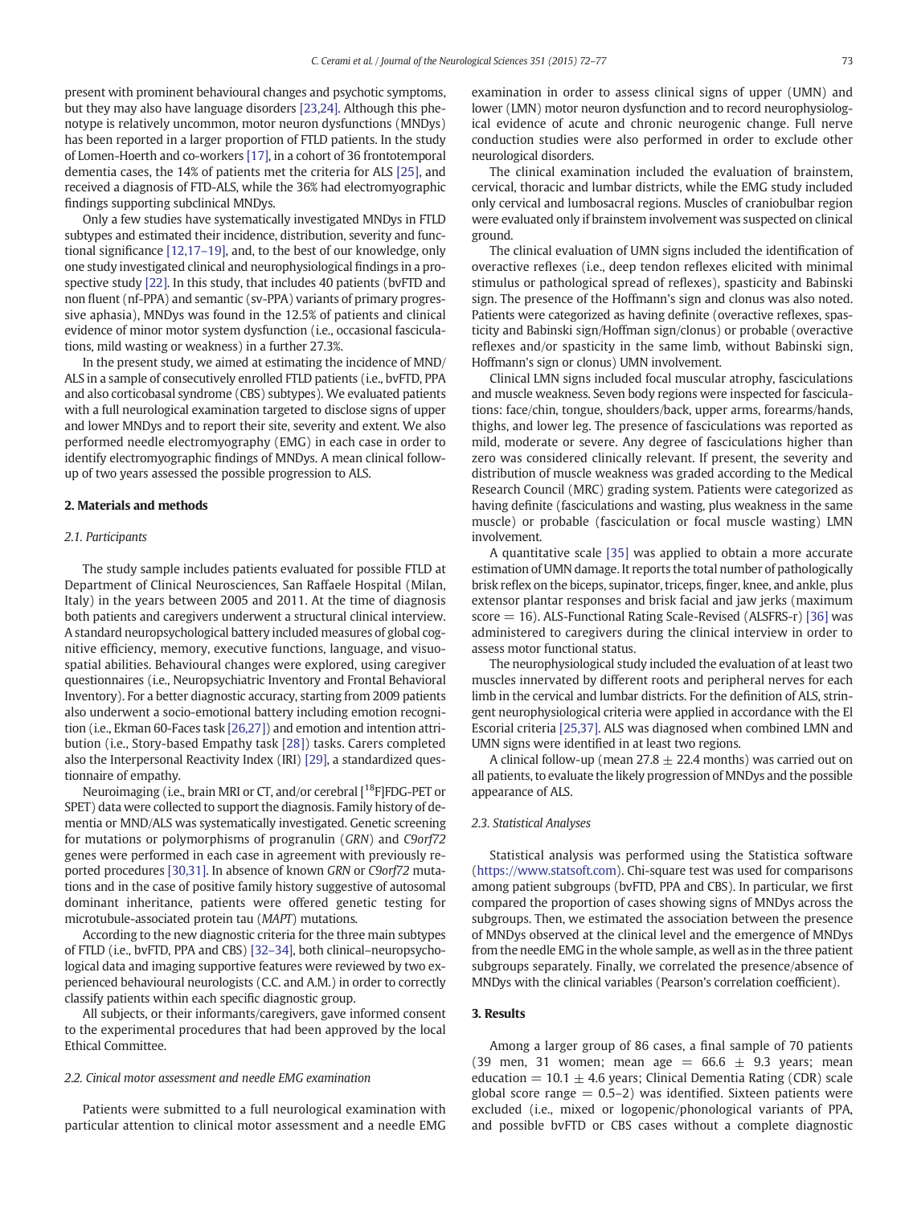present with prominent behavioural changes and psychotic symptoms, but they may also have language disorders [23,24]. Although this phenotype is relatively uncommon, motor neuron dysfunctions (MNDys) has been reported in a larger proportion of FTLD patients. In the study of Lomen-Hoerth and co-workers [17], in a cohort of 36 frontotemporal dementia cases, the 14% of patients met the criteria for ALS [25], and received a diagnosis of FTD-ALS, while the 36% had electromyographic findings supporting subclinical MNDys.

Only a few studies have systematically investigated MNDys in FTLD subtypes and estimated their incidence, distribution, severity and functional significance [12,17–19], and, to the best of our knowledge, only one study investigated clinical and neurophysiological findings in a prospective study [22]. In this study, that includes 40 patients (bvFTD and non fluent (nf-PPA) and semantic (sv-PPA) variants of primary progressive aphasia), MNDys was found in the 12.5% of patients and clinical evidence of minor motor system dysfunction (i.e., occasional fasciculations, mild wasting or weakness) in a further 27.3%.

In the present study, we aimed at estimating the incidence of MND/ALS in a sample of consecutively enrolled FTLD patients (i.e., bvFTD, PPA and also corticobasal syndrome (CBS) subtypes). We evaluated patients with a full neurological examination targeted to disclose signs of upper and lower MNDys and to report their site, severity and extent. We also performed needle electromyography (EMG) in each case in order to identify electromyographic findings of MNDys. A mean clinical follow-up of two years assessed the possible progression to ALS.

## 2. Materials and methods

### 2.1. Participants

The study sample includes patients evaluated for possible FTLD at Department of Clinical Neurosciences, San Raffaele Hospital (Milan, Italy) in the years between 2005 and 2011. At the time of diagnosis both patients and caregivers underwent a structural clinical interview. A standard neuropsychological battery included measures of global cognitive efficiency, memory, executive functions, language, and visuospatial abilities. Behavioural changes were explored, using caregiver questionnaires (i.e., Neuropsychiatric Inventory and Frontal Behavioural Inventory). For a better diagnostic accuracy, starting from 2009 patients also underwent a socio-emotional battery including emotion recognition (i.e., Ekman 60-Faces task [26,27]) and emotion and intention attribution (i.e., Story-based Empathy task [28]) tasks. Carers completed also the Interpersonal Reactivity Index (IRI) [29], a standardized questionnaire of empathy.

Neuroimaging (i.e., brain MRI or CT, and/or cerebral [$^{18}$F]FDG-PET or SPET) data were collected to support the diagnosis. Family history of dementia or MND/ALS was systematically investigated. Genetic screening for mutations or polymorphisms of progranulin (*GRN*) and *C9orf72* genes were performed in each case in agreement with previously reported procedures [30,31]. In absence of known *GRN* or *C9orf72* mutations and in the case of positive family history suggestive of autosomal dominant inheritance, patients were offered genetic testing for microtubule-associated protein tau (*MAPT*) mutations.

According to the new diagnostic criteria for the three main subtypes of FTLD (i.e., bvFTD, PPA and CBS) [32–34], both clinical–neuropsychological data and imaging supportive features were reviewed by two experienced behavioural neurologists (C.C. and A.M.) in order to correctly classify patients within each specific diagnostic group.

All subjects, or their informants/caregivers, gave informed consent to the experimental procedures that had been approved by the local Ethical Committee.

### 2.2. Cinical motor assessment and needle EMG examination

Patients were submitted to a full neurological examination with particular attention to clinical motor assessment and a needle EMG examination in order to assess clinical signs of upper (UMN) and lower (LMN) motor neuron dysfunction and to record neurophysiological evidence of acute and chronic neurogenic change. Full nerve conduction studies were also performed in order to exclude other neurological disorders.

The clinical examination included the evaluation of brainstem, cervical, thoracic and lumbar districts, while the EMG study included only cervical and lumbosacral regions. Muscles of craniobulbar region were evaluated only if brainstem involvement was suspected on clinical ground.

The clinical evaluation of UMN signs included the identification of overactive reflexes (i.e., deep tendon reflexes elicited with minimal stimulus or pathological spread of reflexes), spasticity and Babinski sign. The presence of the Hoffmann's sign and clonus was also noted. Patients were categorized as having definite (overactive reflexes, spasticity and Babinski sign/Hoffman sign/clonus) or probable (overactive reflexes and/or spasticity in the same limb, without Babinski sign, Hoffmann's sign or clonus) UMN involvement.

Clinical LMN signs included focal muscular atrophy, fasciculations and muscle weakness. Seven body regions were inspected for fasciculations: face/chin, tongue, shoulders/back, upper arms, forearms/hands, thighs, and lower leg. The presence of fasciculations was reported as mild, moderate or severe. Any degree of fasciculations higher than zero was considered clinically relevant. If present, the severity and distribution of muscle weakness was graded according to the Medical Research Council (MRC) grading system. Patients were categorized as having definite (fasciculations and wasting, plus weakness in the same muscle) or probable (fasciculation or focal muscle wasting) LMN involvement.

A quantitative scale [35] was applied to obtain a more accurate estimation of UMN damage. It reports the total number of pathologically brisk reflex on the biceps, supinator, triceps, finger, knee, and ankle, plus extensor plantar responses and brisk facial and jaw jerks (maximum score = 16). ALS-Functional Rating Scale-Revised (ALSFRS-r) [36] was administered to caregivers during the clinical interview in order to assess motor functional status.

The neurophysiological study included the evaluation of at least two muscles innervated by different roots and peripheral nerves for each limb in the cervical and lumbar districts. For the definition of ALS, stringent neurophysiological criteria were applied in accordance with the El Escorial criteria [25,37]. ALS was diagnosed when combined LMN and UMN signs were identified in at least two regions.

A clinical follow-up (mean $27.8 \pm 22.4$ months) was carried out on all patients, to evaluate the likely progression of MNDys and the possible appearance of ALS.

### 2.3. Statistical Analyses

Statistical analysis was performed using the Statistica software (https://www.statsoft.com). Chi-square test was used for comparisons among patient subgroups (bvFTD, PPA and CBS). In particular, we first compared the proportion of cases showing signs of MNDys across the subgroups. Then, we estimated the association between the presence of MNDys observed at the clinical level and the emergence of MNDys from the needle EMG in the whole sample, as well as in the three patient subgroups separately. Finally, we correlated the presence/absence of MNDys with the clinical variables (Pearson's correlation coefficient).

## 3. Results

Among a larger group of 86 cases, a final sample of 70 patients (39 men, 31 women; mean age = $66.6 \pm 9.3$ years; mean education = $10.1 \pm 4.6$ years; Clinical Dementia Rating (CDR) scale global score range = 0.5–2) was identified. Sixteen patients were excluded (i.e., mixed or logopenic/phonological variants of PPA, and possible bvFTD or CBS cases without a complete diagnostic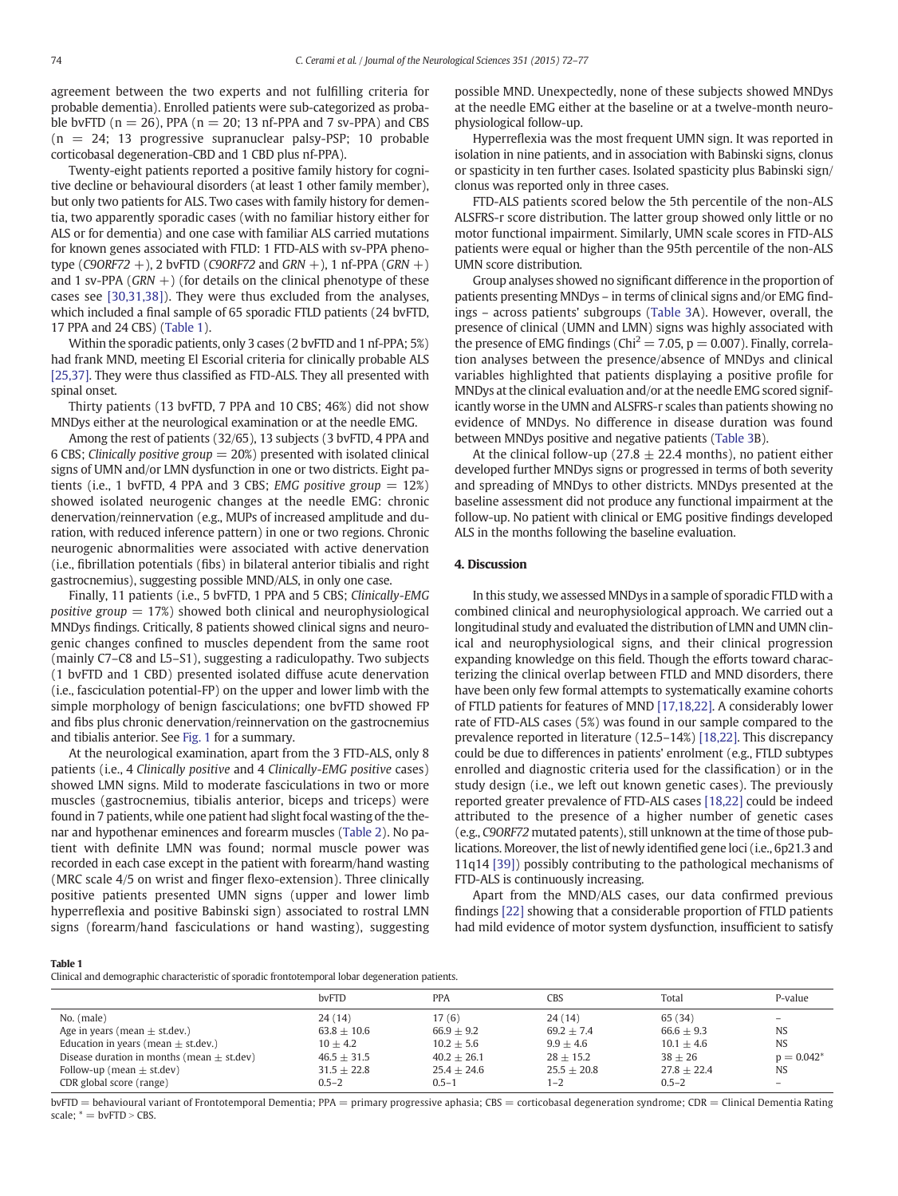agreement between the two experts and not fulfilling criteria for probable dementia). Enrolled patients were sub-categorized as probable bvFTD (n = 26), PPA (n = 20; 13 nf-PPA and 7 sv-PPA) and CBS (n = 24; 13 progressive supranuclear palsy-PSP; 10 probable corticobasal degeneration-CBD and 1 CBD plus nf-PPA).

Twenty-eight patients reported a positive family history for cognitive decline or behavioural disorders (at least 1 other family member), but only two patients for ALS. Two cases with family history for dementia, two apparently sporadic cases (with no familiar history either for ALS or for dementia) and one case with familiar ALS carried mutations for known genes associated with FTLD: 1 FTD-ALS with sv-PPA phenotype (*C9ORF72* +), 2 bvFTD (*C9ORF72* and *GRN* +), 1 nf-PPA (*GRN* +) and 1 sv-PPA (*GRN* +) (for details on the clinical phenotype of these cases see [30,31,38]). They were thus excluded from the analyses, which included a final sample of 65 sporadic FTLD patients (24 bvFTD, 17 PPA and 24 CBS) (Table 1).

Within the sporadic patients, only 3 cases (2 bvFTD and 1 nf-PPA; 5%) had frank MND, meeting El Escorial criteria for clinically probable ALS [25,37]. They were thus classified as FTD-ALS. They all presented with spinal onset.

Thirty patients (13 bvFTD, 7 PPA and 10 CBS; 46%) did not show MNDys either at the neurological examination or at the needle EMG.

Among the rest of patients (32/65), 13 subjects (3 bvFTD, 4 PPA and 6 CBS; *Clinically positive group* = 20%) presented with isolated clinical signs of UMN and/or LMN dysfunction in one or two districts. Eight patients (i.e., 1 bvFTD, 4 PPA and 3 CBS; *EMG positive group* = 12%) showed isolated neurogenic changes at the needle EMG: chronic denervation/reinnervation (e.g., MUPs of increased amplitude and duration, with reduced inference pattern) in one or two regions. Chronic neurogenic abnormalities were associated with active denervation (i.e., fibrillation potentials (fibs) in bilateral anterior tibialis and right gastrocnemius), suggesting possible MND/ALS, in only one case.

Finally, 11 patients (i.e., 5 bvFTD, 1 PPA and 5 CBS; *Clinically-EMG positive group* = 17%) showed both clinical and neurophysiological MNDys findings. Critically, 8 patients showed clinical signs and neurogenic changes confined to muscles dependent from the same root (mainly C7–C8 and L5–S1), suggesting a radiculopathy. Two subjects (1 bvFTD and 1 CBD) presented isolated diffuse acute denervation (i.e., fasciculation potential-FP) on the upper and lower limb with the simple morphology of benign fasciculations; one bvFTD showed FP and fibs plus chronic denervation/reinnervation on the gastrocnemius and tibialis anterior. See Fig. 1 for a summary.

At the neurological examination, apart from the 3 FTD-ALS, only 8 patients (i.e., 4 *Clinically positive* and 4 *Clinically-EMG positive* cases) showed LMN signs. Mild to moderate fasciculations in two or more muscles (gastrocnemius, tibialis anterior, biceps and triceps) were found in 7 patients, while one patient had slight focal wasting of the thenar and hypothenar eminences and forearm muscles (Table 2). No patient with definite LMN was found; normal muscle power was recorded in each case except in the patient with forearm/hand wasting (MRC scale 4/5 on wrist and finger flexo-extension). Three clinically positive patients presented UMN signs (upper and lower limb hyperreflexia and positive Babinski sign) associated to rostral LMN signs (forearm/hand fasciculations or hand wasting), suggesting possible MND. Unexpectedly, none of these subjects showed MNDys at the needle EMG either at the baseline or at a twelve-month neurophysiological follow-up.

Hyperreflexia was the most frequent UMN sign. It was reported in isolation in nine patients, and in association with Babinski signs, clonus or spasticity in ten further cases. Isolated spasticity plus Babinski sign/clonus was reported only in three cases.

FTD-ALS patients scored below the 5th percentile of the non-ALS ALSFRS-r score distribution. The latter group showed only little or no motor functional impairment. Similarly, UMN scale scores in FTD-ALS patients were equal or higher than the 95th percentile of the non-ALS UMN score distribution.

Group analyses showed no significant difference in the proportion of patients presenting MNDys – in terms of clinical signs and/or EMG findings – across patients' subgroups (Table 3A). However, overall, the presence of clinical (UMN and LMN) signs was highly associated with the presence of EMG findings ($Chi^2 = 7.05$, $p = 0.007$). Finally, correlation analyses between the presence/absence of MNDys and clinical variables highlighted that patients displaying a positive profile for MNDys at the clinical evaluation and/or at the needle EMG scored significantly worse in the UMN and ALSFRS-r scales than patients showing no evidence of MNDys. No difference in disease duration was found between MNDys positive and negative patients (Table 3B).

At the clinical follow-up (27.8 ± 22.4 months), no patient either developed further MNDys signs or progressed in terms of both severity and spreading of MNDys to other districts. MNDys presented at the baseline assessment did not produce any functional impairment at the follow-up. No patient with clinical or EMG positive findings developed ALS in the months following the baseline evaluation.

## 4. Discussion

In this study, we assessed MNDys in a sample of sporadic FTLD with a combined clinical and neurophysiological approach. We carried out a longitudinal study and evaluated the distribution of LMN and UMN clinical and neurophysiological signs, and their clinical progression expanding knowledge on this field. Though the efforts toward characterizing the clinical overlap between FTLD and MND disorders, there have been only few formal attempts to systematically examine cohorts of FTLD patients for features of MND [17,18,22]. A considerably lower rate of FTD-ALS cases (5%) was found in our sample compared to the prevalence reported in literature (12.5–14%) [18,22]. This discrepancy could be due to differences in patients' enrolment (e.g., FTLD subtypes enrolled and diagnostic criteria used for the classification) or in the study design (i.e., we left out known genetic cases). The previously reported greater prevalence of FTD-ALS cases [18,22] could be indeed attributed to the presence of a higher number of genetic cases (e.g., *C9ORF72* mutated patients), still unknown at the time of those publications. Moreover, the list of newly identified gene loci (i.e., 6p21.3 and 11q14 [39]) possibly contributing to the pathological mechanisms of FTD-ALS is continuously increasing.

Apart from the MND/ALS cases, our data confirmed previous findings [22] showing that a considerable proportion of FTLD patients had mild evidence of motor system dysfunction, insufficient to satisfy

**Table 1**
Clinical and demographic characteristic of sporadic frontotemporal lobar degeneration patients.

| | bvFTD | PPA | CBS | Total | P-value |
|---|---|---|---|---|---|
| No. (male) | 24 (14) | 17 (6) | 24 (14) | 65 (34) | – |
| Age in years (mean ± st.dev.) | 63.8 ± 10.6 | 66.9 ± 9.2 | 69.2 ± 7.4 | 66.6 ± 9.3 | NS |
| Education in years (mean ± st.dev.) | 10 ± 4.2 | 10.2 ± 5.6 | 9.9 ± 4.6 | 10.1 ± 4.6 | NS |
| Disease duration in months (mean ± st.dev.) | 46.5 ± 31.5 | 40.2 ± 26.1 | 28 ± 15.2 | 38 ± 26 | p = 0.042* |
| Follow-up (mean ± st.dev) | 31.5 ± 22.8 | 25.4 ± 24.6 | 25.5 ± 20.8 | 27.8 ± 22.4 | NS |
| CDR global score (range) | 0.5–2 | 0.5–1 | 1–2 | 0.5–2 | – |

bvFTD = behavioural variant of Frontotemporal Dementia; PPA = primary progressive aphasia; CBS = corticobasal degeneration syndrome; CDR = Clinical Dementia Rating scale; * = bvFTD > CBS.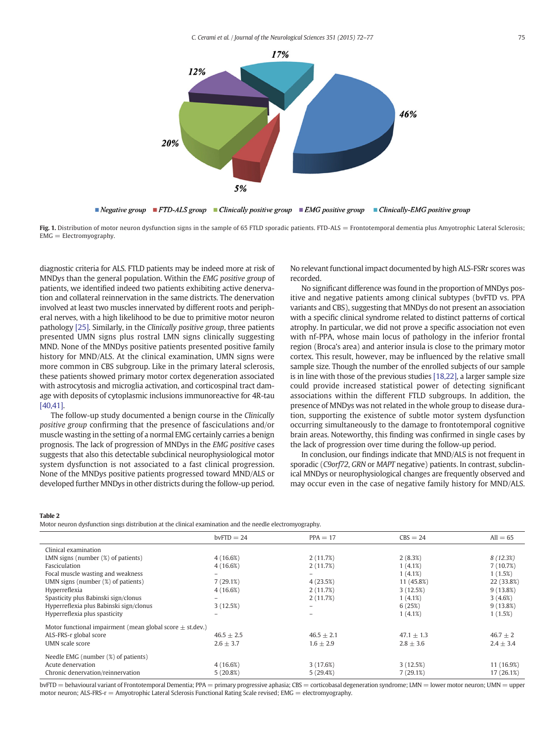17%

12%

46%

20%

5%

Negative group | FTD-ALS group | Clinically positive group | EMG positive group | Clinically-EMG positive group

**Fig. 1.** Distribution of motor neuron dysfunction signs in the sample of 65 FTLD sporadic patients. FTD-ALS = Frontotemporal dementia plus Amyotrophic Lateral Sclerosis; EMG = Electromyography.

diagnostic criteria for ALS. FTLD patients may be indeed more at risk of MNDys than the general population. Within the *EMG positive group* of patients, we identified indeed two patients exhibiting active denervation and collateral reinnervation in the same districts. The denervation involved at least two muscles innervated by different roots and peripheral nerves, with a high likelihood to be due to primitive motor neuron pathology [25]. Similarly, in the *Clinically positive group*, three patients presented UMN signs plus rostral LMN signs clinically suggesting MND. None of the MNDys positive patients presented positive family history for MND/ALS. At the clinical examination, UMN signs were more common in CBS subgroup. Like in the primary lateral sclerosis, these patients showed primary motor cortex degeneration associated with astrocytosis and microglia activation, and corticospinal tract damage with deposits of cytoplasmic inclusions immunoreactive for 4R-tau [40,41].

The follow-up study documented a benign course in the *Clinically positive group* confirming that the presence of fasciculations and/or muscle wasting in the setting of a normal EMG certainly carries a benign prognosis. The lack of progression of MNDys in the *EMG positive* cases suggests that also this detectable subclinical neurophysiological motor system dysfunction is not associated to a fast clinical progression. None of the MNDys positive patients progressed toward MND/ALS or developed further MNDys in other districts during the follow-up period. No relevant functional impact documented by high ALS-FSRr scores was recorded.

No significant difference was found in the proportion of MNDys positive and negative patients among clinical subtypes (bvFTD vs. PPA variants and CBS), suggesting that MNDys do not present an association with a specific clinical syndrome related to distinct patterns of cortical atrophy. In particular, we did not prove a specific association not even with nf-PPA, whose main locus of pathology in the inferior frontal region (Broca's area) and anterior insula is close to the primary motor cortex. This result, however, may be influenced by the relative small sample size. Though the number of the enrolled subjects of our sample is in line with those of the previous studies [18,22], a larger sample size could provide increased statistical power of detecting significant associations within the different FTLD subgroups. In addition, the presence of MNDys was not related in the whole group to disease duration, supporting the existence of subtle motor system dysfunction occurring simultaneously to the damage to frontotemporal cognitive brain areas. Noteworthy, this finding was confirmed in single cases by the lack of progression over time during the follow-up period.

In conclusion, our findings indicate that MND/ALS is not frequent in sporadic (*C9orf72*, *GRN* or *MAPT* negative) patients. In contrast, subclinical MNDys or neurophysiological changes are frequently observed and may occur even in the case of negative family history for MND/ALS.

**Table 2**
Motor neuron dysfunction sings distribution at the clinical examination and the needle electromyography.

| | bvFTD = 24 | PPA = 17 | CBS = 24 | All = 65 |
|---|---|---|---|---|
| Clinical examination | | | | |
| LMN signs (number (%) of patients) | 4 (16.6%) | 2 (11.7%) | 2 (8.3%) | *8 (12.3%)* |
| Fasciculation | 4 (16.6%) | 2 (11.7%) | 1 (4.1%) | 7 (10.7%) |
| Focal muscle wasting and weakness | – | – | 1 (4.1%) | 1 (1.5%) |
| UMN signs (number (%) of patients) | 7 (29.1%) | 4 (23.5%) | 11 (45.8%) | 22 (33.8%) |
| Hyperreflexia | 4 (16.6%) | 2 (11.7%) | 3 (12.5%) | 9 (13.8%) |
| Spasticity plus Babinski sign/clonus | – | 2 (11.7%) | 1 (4.1%) | 3 (4.6%) |
| Hyperreflexia plus Babinski sign/clonus | 3 (12.5%) | – | 6 (25%) | 9 (13.8%) |
| Hyperreflexia plus spasticity | – | – | 1 (4.1%) | 1 (1.5%) |
| Motor functional impairment (mean global score ± st.dev.) | | | | |
| ALS-FRS-r global score | 46.5 ± 2.5 | 46.5 ± 2.1 | 47.1 ± 1.3 | 46.7 ± 2 |
| UMN scale score | 2.6 ± 3.7 | 1.6 ± 2.9 | 2.8 ± 3.6 | 2.4 ± 3.4 |
| Needle EMG (number (%) of patients) | | | | |
| Acute denervation | 4 (16.6%) | 3 (17.6%) | 3 (12.5%) | 11 (16.9%) |
| Chronic denervation/reinnervation | 5 (20.8%) | 5 (29.4%) | 7 (29.1%) | 17 (26.1%) |

bvFTD = behavioural variant of Frontotemporal Dementia; PPA = primary progressive aphasia; CBS = corticobasal degeneration syndrome; LMN = lower motor neuron; UMN = upper motor neuron; ALS-FRS-r = Amyotrophic Lateral Sclerosis Functional Rating Scale revised; EMG = electromyography.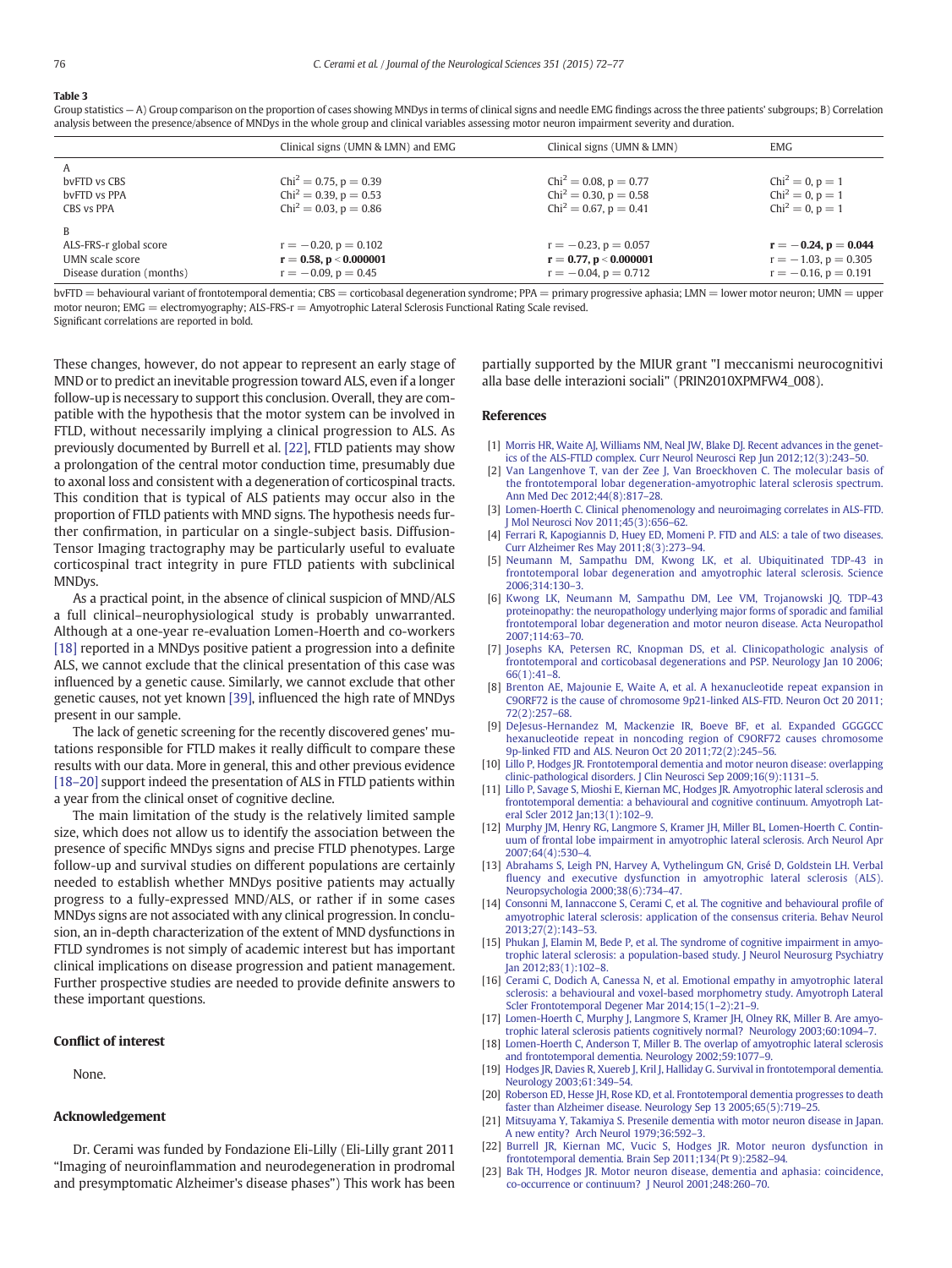**Table 3**

Group statistics — A) Group comparison on the proportion of cases showing MNDys in terms of clinical signs and needle EMG findings across the three patients' subgroups; B) Correlation analysis between the presence/absence of MNDys in the whole group and clinical variables assessing motor neuron impairment severity and duration.

| | Clinical signs (UMN & LMN) and EMG | Clinical signs (UMN & LMN) | EMG |
|---|---|---|---|
| A | | | |
| bvFTD vs CBS | $Chi^2 = 0.75$, $p = 0.39$ | $Chi^2 = 0.08$, $p = 0.77$ | $Chi^2 = 0$, $p = 1$ |
| bvFTD vs PPA | $Chi^2 = 0.39$, $p = 0.53$ | $Chi^2 = 0.30$, $p = 0.58$ | $Chi^2 = 0$, $p = 1$ |
| CBS vs PPA | $Chi^2 = 0.03$, $p = 0.86$ | $Chi^2 = 0.67$, $p = 0.41$ | $Chi^2 = 0$, $p = 1$ |
| B | | | |
| ALS-FRS-r global score | $r = -0.20$, $p = 0.102$ | $r = -0.23$, $p = 0.057$ | **$r = -0.24$, $p = 0.044$** |
| UMN scale score | **$r = 0.58$, $p < 0.000001$** | **$r = 0.77$, $p < 0.000001$** | $r = -1.03$, $p = 0.305$ |
| Disease duration (months) | $r = -0.09$, $p = 0.45$ | $r = -0.04$, $p = 0.712$ | $r = -0.16$, $p = 0.191$ |

bvFTD = behavioural variant of frontotemporal dementia; CBS = corticobasal degeneration syndrome; PPA = primary progressive aphasia; LMN = lower motor neuron; UMN = upper motor neuron; EMG = electromyography; ALS-FRS-r = Amyotrophic Lateral Sclerosis Functional Rating Scale revised.
Significant correlations are reported in bold.

These changes, however, do not appear to represent an early stage of MND or to predict an inevitable progression toward ALS, even if a longer follow-up is necessary to support this conclusion. Overall, they are compatible with the hypothesis that the motor system can be involved in FTLD, without necessarily implying a clinical progression to ALS. As previously documented by Burrell et al. [22], FTLD patients may show a prolongation of the central motor conduction time, presumably due to axonal loss and consistent with a degeneration of corticospinal tracts. This condition that is typical of ALS patients may occur also in the proportion of FTLD patients with MND signs. The hypothesis needs further confirmation, in particular on a single-subject basis. Diffusion-Tensor Imaging tractography may be particularly useful to evaluate corticospinal tract integrity in pure FTLD patients with subclinical MNDys.

As a practical point, in the absence of clinical suspicion of MND/ALS a full clinical–neurophysiological study is probably unwarranted. Although at a one-year re-evaluation Lomen-Hoerth and co-workers [18] reported in a MNDys positive patient a progression into a definite ALS, we cannot exclude that the clinical presentation of this case was influenced by a genetic cause. Similarly, we cannot exclude that other genetic causes, not yet known [39], influenced the high rate of MNDys present in our sample.

The lack of genetic screening for the recently discovered genes' mutations responsible for FTLD makes it really difficult to compare these results with our data. More in general, this and other previous evidence [18–20] support indeed the presentation of ALS in FTLD patients within a year from the clinical onset of cognitive decline.

The main limitation of the study is the relatively limited sample size, which does not allow us to identify the association between the presence of specific MNDys signs and precise FTLD phenotypes. Large follow-up and survival studies on different populations are certainly needed to establish whether MNDys positive patients may actually progress to a fully-expressed MND/ALS, or rather if in some cases MNDys signs are not associated with any clinical progression. In conclusion, an in-depth characterization of the extent of MND dysfunctions in FTLD syndromes is not simply of academic interest but has important clinical implications on disease progression and patient management. Further prospective studies are needed to provide definite answers to these important questions.

## Conflict of interest

None.

## Acknowledgement

Dr. Cerami was funded by Fondazione Eli-Lilly (Eli-Lilly grant 2011 "Imaging of neuroinflammation and neurodegeneration in prodromal and presymptomatic Alzheimer's disease phases") This work has been partially supported by the MIUR grant "I meccanismi neurocognitivi alla base delle interazioni sociali" (PRIN2010XPMFW4_008).

## References

[1] Morris HR, Waite AJ, Williams NM, Neal JW, Blake DJ. Recent advances in the genetics of the ALS-FTLD complex. Curr Neurol Neurosci Rep Jun 2012;12(3):243–50.
[2] Van Langenhove T, van der Zee J, Van Broeckhoven C. The molecular basis of the frontotemporal lobar degeneration-amyotrophic lateral sclerosis spectrum. Ann Med Dec 2012;44(8):817–28.
[3] Lomen-Hoerth C. Clinical phenomenology and neuroimaging correlates in ALS-FTD. J Mol Neurosci Nov 2011;45(3):656–62.
[4] Ferrari R, Kapogiannis D, Huey ED, Momeni P. FTD and ALS: a tale of two diseases. Curr Alzheimer Res May 2011;8(3):273–94.
[5] Neumann M, Sampathu DM, Kwong LK, et al. Ubiquitinated TDP-43 in frontotemporal lobar degeneration and amyotrophic lateral sclerosis. Science 2006;314:130–3.
[6] Kwong LK, Neumann M, Sampathu DM, Lee VM, Trojanowski JQ. TDP-43 proteinopathy: the neuropathology underlying major forms of sporadic and familial frontotemporal lobar degeneration and motor neuron disease. Acta Neuropathol 2007;114:63–70.
[7] Josephs KA, Petersen RC, Knopman DS, et al. Clinicopathologic analysis of frontotemporal and corticobasal degenerations and PSP. Neurology Jan 10 2006;66(1):41–8.
[8] Brenton AE, Majounie E, Waite A, et al. A hexanucleotide repeat expansion in C9ORF72 is the cause of chromosome 9p21-linked ALS-FTD. Neuron Oct 20 2011;72(2):257–68.
[9] DeJesus-Hernandez M, Mackenzie IR, Boeve BF, et al. Expanded GGGGCC hexanucleotide repeat in noncoding region of C9ORF72 causes chromosome 9p-linked FTD and ALS. Neuron Oct 20 2011;72(2):245–56.
[10] Lillo P, Hodges JR. Frontotemporal dementia and motor neuron disease: overlapping clinic-pathological disorders. J Clin Neurosci Sep 2009;16(9):1131–5.
[11] Lillo P, Savage S, Mioshi E, Kiernan MC, Hodges JR. Amyotrophic lateral sclerosis and frontotemporal dementia: a behavioural and cognitive continuum. Amyotroph Lateral Scler 2012 Jan;13(1):102–9.
[12] Murphy JM, Henry RG, Langmore S, Kramer JH, Miller BL, Lomen-Hoerth C. Continuum of frontal lobe impairment in amyotrophic lateral sclerosis. Arch Neurol Apr 2007;64(4):530–4.
[13] Abrahams S, Leigh PN, Harvey A, Vythelingum GN, Grisé D, Goldstein LH. Verbal fluency and executive dysfunction in amyotrophic lateral sclerosis (ALS). Neuropsychologia 2000;38(6):734–47.
[14] Consonni M, Iannaccone S, Cerami C, et al. The cognitive and behavioural profile of amyotrophic lateral sclerosis: application of the consensus criteria. Behav Neurol 2013;27(2):143–53.
[15] Phukan J, Elamin M, Bede P, et al. The syndrome of cognitive impairment in amyotrophic lateral sclerosis: a population-based study. J Neurol Neurosurg Psychiatry Jan 2012;83(1):102–8.
[16] Cerami C, Dodich A, Canessa N, et al. Emotional empathy in amyotrophic lateral sclerosis: a behavioural and voxel-based morphometry study. Amyotroph Lateral Scler Frontotemporal Degener Mar 2014;15(1–2):21–9.
[17] Lomen-Hoerth C, Murphy J, Langmore S, Kramer JH, Olney RK, Miller B. Are amyotrophic lateral sclerosis patients cognitively normal? Neurology 2003;60:1094–7.
[18] Lomen-Hoerth C, Anderson T, Miller B. The overlap of amyotrophic lateral sclerosis and frontotemporal dementia. Neurology 2002;59:1077–9.
[19] Hodges JR, Davies R, Xuereb J, Kril J, Halliday G. Survival in frontotemporal dementia. Neurology 2003;61:349–54.
[20] Roberson ED, Hesse JH, Rose KD, et al. Frontotemporal dementia progresses to death faster than Alzheimer disease. Neurology Sep 13 2005;65(5):719–25.
[21] Mitsuyama Y, Takamiya S. Presenile dementia with motor neuron disease in Japan. A new entity? Arch Neurol 1979;36:592–3.
[22] Burrell JR, Kiernan MC, Vucic S, Hodges JR. Motor neuron dysfunction in frontotemporal dementia. Brain Sep 2011;134(Pt 9):2582–94.
[23] Bak TH, Hodges JR. Motor neuron disease, dementia and aphasia: coincidence, co-occurrence or continuum? J Neurol 2001;248:260–70.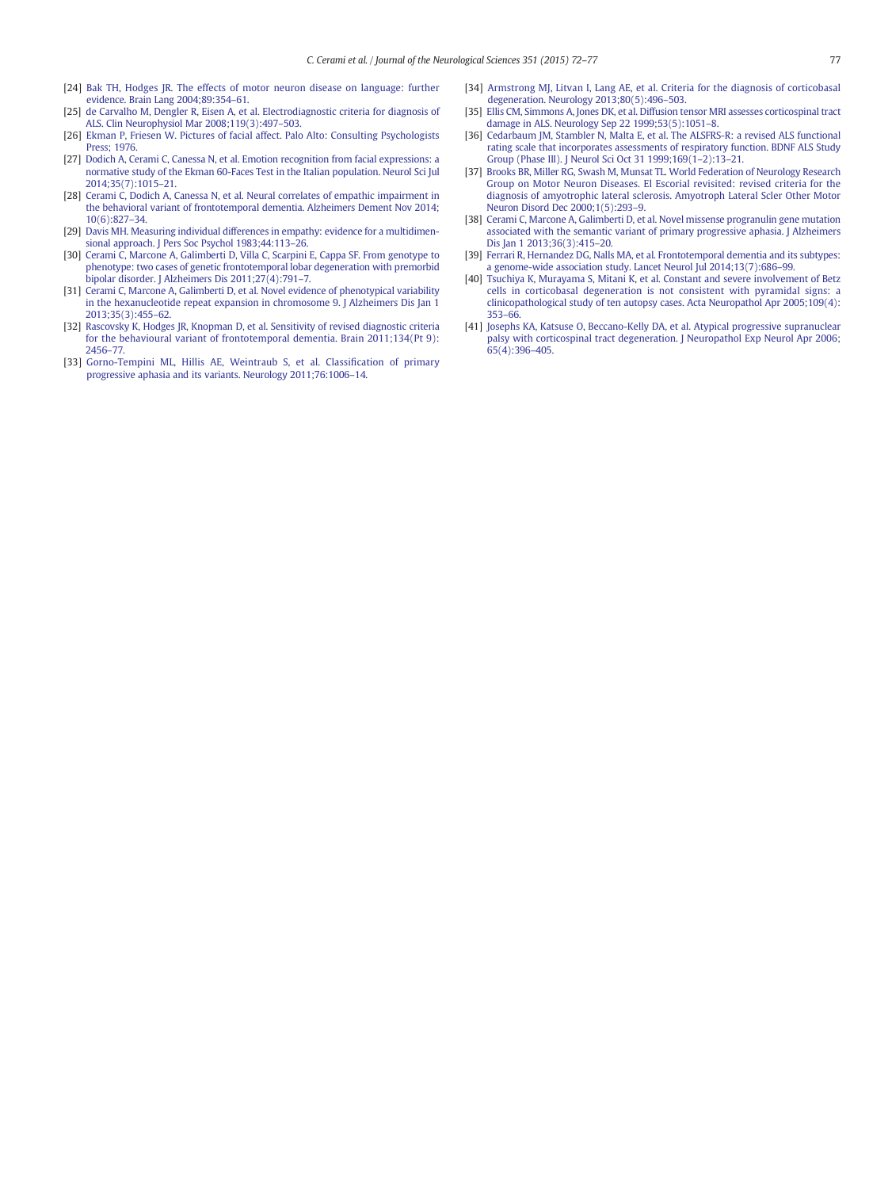[24] Bak TH, Hodges JR. The effects of motor neuron disease on language: further evidence. Brain Lang 2004;89:354–61.

[25] de Carvalho M, Dengler R, Eisen A, et al. Electrodiagnostic criteria for diagnosis of ALS. Clin Neurophysiol Mar 2008;119(3):497–503.

[26] Ekman P, Friesen W. Pictures of facial affect. Palo Alto: Consulting Psychologists Press; 1976.

[27] Dodich A, Cerami C, Canessa N, et al. Emotion recognition from facial expressions: a normative study of the Ekman 60-Faces Test in the Italian population. Neurol Sci Jul 2014;35(7):1015–21.

[28] Cerami C, Dodich A, Canessa N, et al. Neural correlates of empathic impairment in the behavioral variant of frontotemporal dementia. Alzheimers Dement Nov 2014; 10(6):827–34.

[29] Davis MH. Measuring individual differences in empathy: evidence for a multidimensional approach. J Pers Soc Psychol 1983;44:113–26.

[30] Cerami C, Marcone A, Galimberti D, Villa C, Scarpini E, Cappa SF. From genotype to phenotype: two cases of genetic frontotemporal lobar degeneration with premorbid bipolar disorder. J Alzheimers Dis 2011;27(4):791–7.

[31] Cerami C, Marcone A, Galimberti D, et al. Novel evidence of phenotypical variability in the hexanucleotide repeat expansion in chromosome 9. J Alzheimers Dis Jan 1 2013;35(3):455–62.

[32] Rascovsky K, Hodges JR, Knopman D, et al. Sensitivity of revised diagnostic criteria for the behavioural variant of frontotemporal dementia. Brain 2011;134(Pt 9): 2456–77.

[33] Gorno-Tempini ML, Hillis AE, Weintraub S, et al. Classification of primary progressive aphasia and its variants. Neurology 2011;76:1006–14.

[34] Armstrong MJ, Litvan I, Lang AE, et al. Criteria for the diagnosis of corticobasal degeneration. Neurology 2013;80(5):496–503.

[35] Ellis CM, Simmons A, Jones DK, et al. Diffusion tensor MRI assesses corticospinal tract damage in ALS. Neurology Sep 22 1999;53(5):1051–8.

[36] Cedarbaum JM, Stambler N, Malta E, et al. The ALSFRS-R: a revised ALS functional rating scale that incorporates assessments of respiratory function. BDNF ALS Study Group (Phase III). J Neurol Sci Oct 31 1999;169(1–2):13–21.

[37] Brooks BR, Miller RG, Swash M, Munsat TL. World Federation of Neurology Research Group on Motor Neuron Diseases. El Escorial revisited: revised criteria for the diagnosis of amyotrophic lateral sclerosis. Amyotroph Lateral Scler Other Motor Neuron Disord Dec 2000;1(5):293–9.

[38] Cerami C, Marcone A, Galimberti D, et al. Novel missense progranulin gene mutation associated with the semantic variant of primary progressive aphasia. J Alzheimers Dis Jan 1 2013;36(3):415–20.

[39] Ferrari R, Hernandez DG, Nalls MA, et al. Frontotemporal dementia and its subtypes: a genome-wide association study. Lancet Neurol Jul 2014;13(7):686–99.

[40] Tsuchiya K, Murayama S, Mitani K, et al. Constant and severe involvement of Betz cells in corticobasal degeneration is not consistent with pyramidal signs: a clinicopathological study of ten autopsy cases. Acta Neuropathol Apr 2005;109(4): 353–66.

[41] Josephs KA, Katsuse O, Beccano-Kelly DA, et al. Atypical progressive supranuclear palsy with corticospinal tract degeneration. J Neuropathol Exp Neurol Apr 2006; 65(4):396–405.